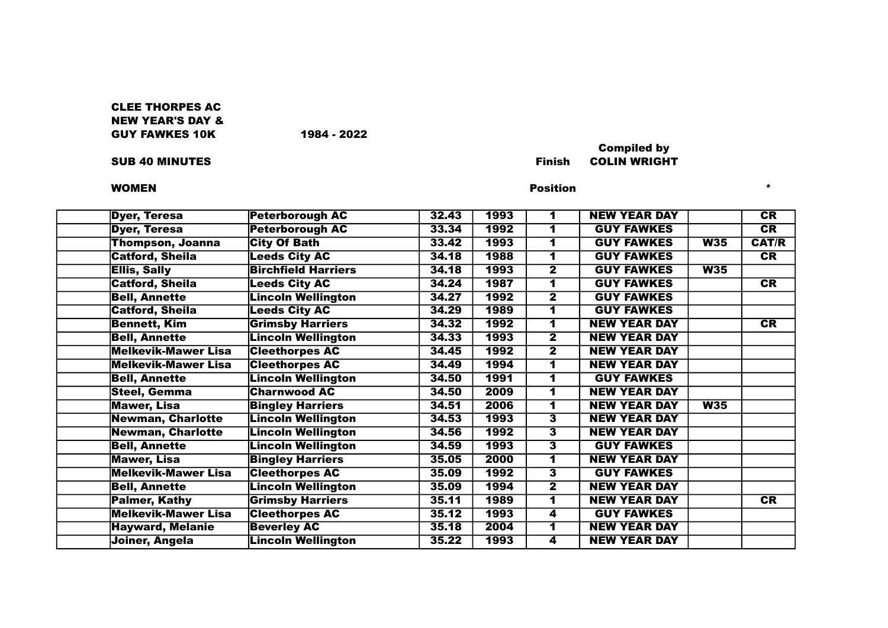**CLEE THORPES AC**
**NEW YEAR'S DAY &**
**GUY FAWKES 10K** 1984 - 2022

**SUB 40 MINUTES**

**WOMEN**

Compiled by **COLIN WRIGHT**

| | Name | Club | Time | Year | Finish Position | Race | | * |
|---|---|---|---|---|---|---|---|---|
| | Dyer, Teresa | Peterborough AC | 32.43 | 1993 | 1 | NEW YEAR DAY | | CR |
| | Dyer, Teresa | Peterborough AC | 33.34 | 1992 | 1 | GUY FAWKES | | CR |
| | Thompson, Joanna | City Of Bath | 33.42 | 1993 | 1 | GUY FAWKES | W35 | CAT/R |
| | Catford, Sheila | Leeds City AC | 34.18 | 1988 | 1 | GUY FAWKES | | CR |
| | Ellis, Sally | Birchfield Harriers | 34.18 | 1993 | 2 | GUY FAWKES | W35 | |
| | Catford, Sheila | Leeds City AC | 34.24 | 1987 | 1 | GUY FAWKES | | CR |
| | Bell, Annette | Lincoln Wellington | 34.27 | 1992 | 2 | GUY FAWKES | | |
| | Catford, Sheila | Leeds City AC | 34.29 | 1989 | 1 | GUY FAWKES | | |
| | Bennett, Kim | Grimsby Harriers | 34.32 | 1992 | 1 | NEW YEAR DAY | | CR |
| | Bell, Annette | Lincoln Wellington | 34.33 | 1993 | 2 | NEW YEAR DAY | | |
| | Melkevik-Mawer Lisa | Cleethorpes AC | 34.45 | 1992 | 2 | NEW YEAR DAY | | |
| | Melkevik-Mawer Lisa | Cleethorpes AC | 34.49 | 1994 | 1 | NEW YEAR DAY | | |
| | Bell, Annette | Lincoln Wellington | 34.50 | 1991 | 1 | GUY FAWKES | | |
| | Steel, Gemma | Charnwood AC | 34.50 | 2009 | 1 | NEW YEAR DAY | | |
| | Mawer, Lisa | Bingley Harriers | 34.51 | 2006 | 1 | NEW YEAR DAY | W35 | |
| | Newman, Charlotte | Lincoln Wellington | 34.53 | 1993 | 3 | NEW YEAR DAY | | |
| | Newman, Charlotte | Lincoln Wellington | 34.56 | 1992 | 3 | NEW YEAR DAY | | |
| | Bell, Annette | Lincoln Wellington | 34.59 | 1993 | 3 | GUY FAWKES | | |
| | Mawer, Lisa | Bingley Harriers | 35.05 | 2000 | 1 | NEW YEAR DAY | | |
| | Melkevik-Mawer Lisa | Cleethorpes AC | 35.09 | 1992 | 3 | GUY FAWKES | | |
| | Bell, Annette | Lincoln Wellington | 35.09 | 1994 | 2 | NEW YEAR DAY | | |
| | Palmer, Kathy | Grimsby Harriers | 35.11 | 1989 | 1 | NEW YEAR DAY | | CR |
| | Melkevik-Mawer Lisa | Cleethorpes AC | 35.12 | 1993 | 4 | GUY FAWKES | | |
| | Hayward, Melanie | Beverley AC | 35.18 | 2004 | 1 | NEW YEAR DAY | | |
| | Joiner, Angela | Lincoln Wellington | 35.22 | 1993 | 4 | NEW YEAR DAY | | |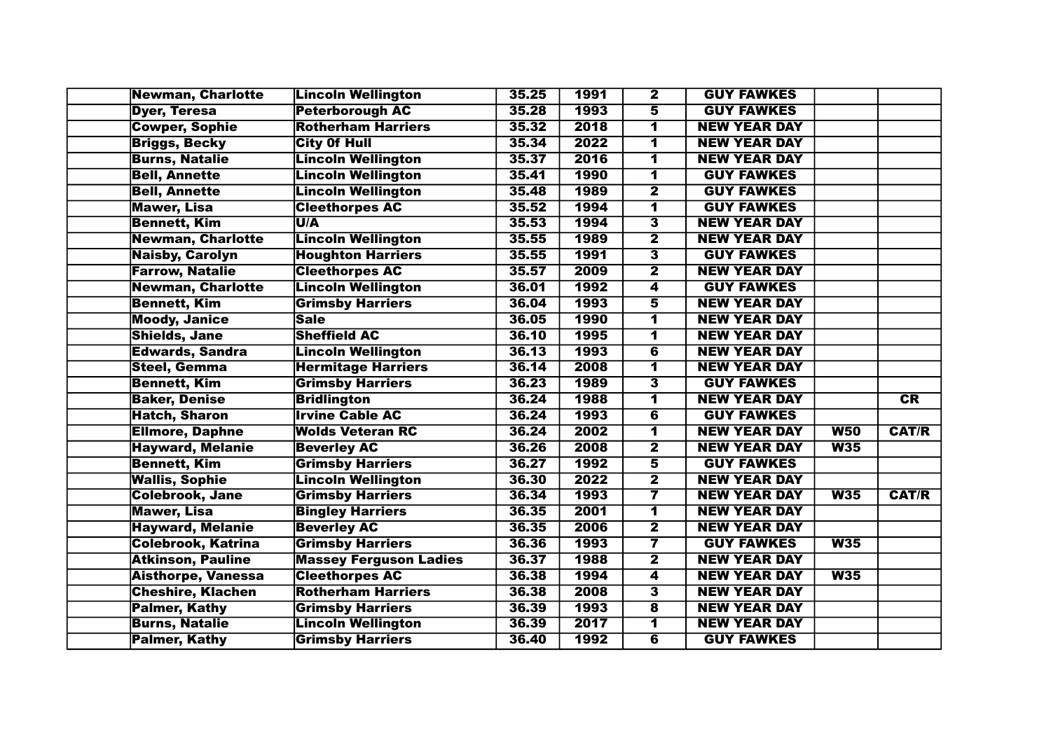| | | | | | | | | |
|---|---|---|---|---|---|---|---|---|
| | Newman, Charlotte | Lincoln Wellington | 35.25 | 1991 | 2 | GUY FAWKES | | |
| | Dyer, Teresa | Peterborough AC | 35.28 | 1993 | 5 | GUY FAWKES | | |
| | Cowper, Sophie | Rotherham Harriers | 35.32 | 2018 | 1 | NEW YEAR DAY | | |
| | Briggs, Becky | City 0f Hull | 35.34 | 2022 | 1 | NEW YEAR DAY | | |
| | Burns, Natalie | Lincoln Wellington | 35.37 | 2016 | 1 | NEW YEAR DAY | | |
| | Bell, Annette | Lincoln Wellington | 35.41 | 1990 | 1 | GUY FAWKES | | |
| | Bell, Annette | Lincoln Wellington | 35.48 | 1989 | 2 | GUY FAWKES | | |
| | Mawer, Lisa | Cleethorpes AC | 35.52 | 1994 | 1 | GUY FAWKES | | |
| | Bennett, Kim | U/A | 35.53 | 1994 | 3 | NEW YEAR DAY | | |
| | Newman, Charlotte | Lincoln Wellington | 35.55 | 1989 | 2 | NEW YEAR DAY | | |
| | Naisby, Carolyn | Houghton Harriers | 35.55 | 1991 | 3 | GUY FAWKES | | |
| | Farrow, Natalie | Cleethorpes AC | 35.57 | 2009 | 2 | NEW YEAR DAY | | |
| | Newman, Charlotte | Lincoln Wellington | 36.01 | 1992 | 4 | GUY FAWKES | | |
| | Bennett, Kim | Grimsby Harriers | 36.04 | 1993 | 5 | NEW YEAR DAY | | |
| | Moody, Janice | Sale | 36.05 | 1990 | 1 | NEW YEAR DAY | | |
| | Shields, Jane | Sheffield AC | 36.10 | 1995 | 1 | NEW YEAR DAY | | |
| | Edwards, Sandra | Lincoln Wellington | 36.13 | 1993 | 6 | NEW YEAR DAY | | |
| | Steel, Gemma | Hermitage Harriers | 36.14 | 2008 | 1 | NEW YEAR DAY | | |
| | Bennett, Kim | Grimsby Harriers | 36.23 | 1989 | 3 | GUY FAWKES | | |
| | Baker, Denise | Bridlington | 36.24 | 1988 | 1 | NEW YEAR DAY | | CR |
| | Hatch, Sharon | Irvine Cable AC | 36.24 | 1993 | 6 | GUY FAWKES | | |
| | Ellmore, Daphne | Wolds Veteran RC | 36.24 | 2002 | 1 | NEW YEAR DAY | W50 | CAT/R |
| | Hayward, Melanie | Beverley AC | 36.26 | 2008 | 2 | NEW YEAR DAY | W35 | |
| | Bennett, Kim | Grimsby Harriers | 36.27 | 1992 | 5 | GUY FAWKES | | |
| | Wallis, Sophie | Lincoln Wellington | 36.30 | 2022 | 2 | NEW YEAR DAY | | |
| | Colebrook, Jane | Grimsby Harriers | 36.34 | 1993 | 7 | NEW YEAR DAY | W35 | CAT/R |
| | Mawer, Lisa | Bingley Harriers | 36.35 | 2001 | 1 | NEW YEAR DAY | | |
| | Hayward, Melanie | Beverley AC | 36.35 | 2006 | 2 | NEW YEAR DAY | | |
| | Colebrook, Katrina | Grimsby Harriers | 36.36 | 1993 | 7 | GUY FAWKES | W35 | |
| | Atkinson, Pauline | Massey Ferguson Ladies | 36.37 | 1988 | 2 | NEW YEAR DAY | | |
| | Aisthorpe, Vanessa | Cleethorpes AC | 36.38 | 1994 | 4 | NEW YEAR DAY | W35 | |
| | Cheshire, Klachen | Rotherham Harriers | 36.38 | 2008 | 3 | NEW YEAR DAY | | |
| | Palmer, Kathy | Grimsby Harriers | 36.39 | 1993 | 8 | NEW YEAR DAY | | |
| | Burns, Natalie | Lincoln Wellington | 36.39 | 2017 | 1 | NEW YEAR DAY | | |
| | Palmer, Kathy | Grimsby Harriers | 36.40 | 1992 | 6 | GUY FAWKES | | |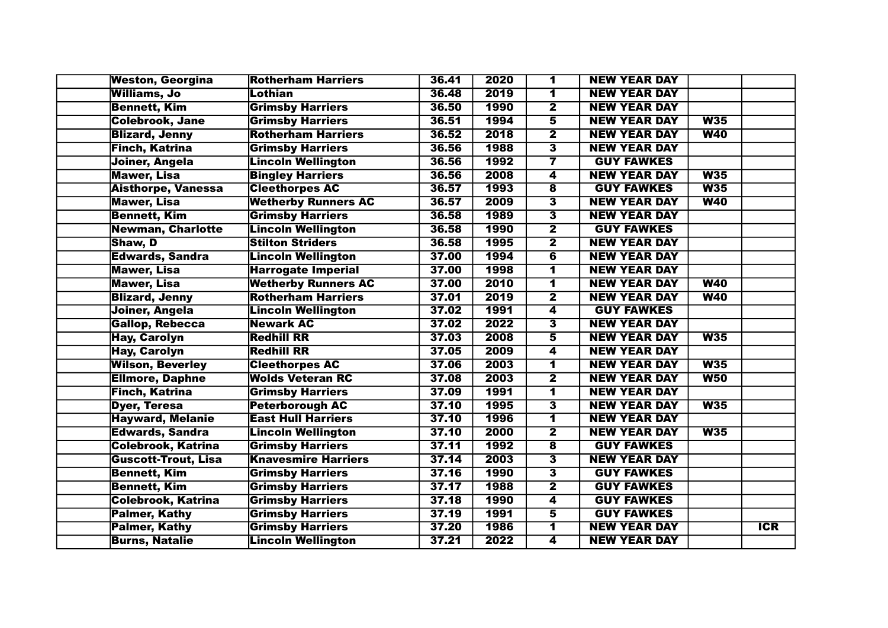| | | | | | | | |
|---|---|---|---|---|---|---|---|
| | **Weston, Georgina** | **Rotherham Harriers** | **36.41** | **2020** | **1** | **NEW YEAR DAY** | | |
| | **Williams, Jo** | **Lothian** | **36.48** | **2019** | **1** | **NEW YEAR DAY** | | |
| | **Bennett, Kim** | **Grimsby Harriers** | **36.50** | **1990** | **2** | **NEW YEAR DAY** | | |
| | **Colebrook, Jane** | **Grimsby Harriers** | **36.51** | **1994** | **5** | **NEW YEAR DAY** | **W35** | |
| | **Blizard, Jenny** | **Rotherham Harriers** | **36.52** | **2018** | **2** | **NEW YEAR DAY** | **W40** | |
| | **Finch, Katrina** | **Grimsby Harriers** | **36.56** | **1988** | **3** | **NEW YEAR DAY** | | |
| | **Joiner, Angela** | **Lincoln Wellington** | **36.56** | **1992** | **7** | **GUY FAWKES** | | |
| | **Mawer, Lisa** | **Bingley Harriers** | **36.56** | **2008** | **4** | **NEW YEAR DAY** | **W35** | |
| | **Aisthorpe, Vanessa** | **Cleethorpes AC** | **36.57** | **1993** | **8** | **GUY FAWKES** | **W35** | |
| | **Mawer, Lisa** | **Wetherby Runners AC** | **36.57** | **2009** | **3** | **NEW YEAR DAY** | **W40** | |
| | **Bennett, Kim** | **Grimsby Harriers** | **36.58** | **1989** | **3** | **NEW YEAR DAY** | | |
| | **Newman, Charlotte** | **Lincoln Wellington** | **36.58** | **1990** | **2** | **GUY FAWKES** | | |
| | **Shaw, D** | **Stilton Striders** | **36.58** | **1995** | **2** | **NEW YEAR DAY** | | |
| | **Edwards, Sandra** | **Lincoln Wellington** | **37.00** | **1994** | **6** | **NEW YEAR DAY** | | |
| | **Mawer, Lisa** | **Harrogate Imperial** | **37.00** | **1998** | **1** | **NEW YEAR DAY** | | |
| | **Mawer, Lisa** | **Wetherby Runners AC** | **37.00** | **2010** | **1** | **NEW YEAR DAY** | **W40** | |
| | **Blizard, Jenny** | **Rotherham Harriers** | **37.01** | **2019** | **2** | **NEW YEAR DAY** | **W40** | |
| | **Joiner, Angela** | **Lincoln Wellington** | **37.02** | **1991** | **4** | **GUY FAWKES** | | |
| | **Gallop, Rebecca** | **Newark AC** | **37.02** | **2022** | **3** | **NEW YEAR DAY** | | |
| | **Hay, Carolyn** | **Redhill RR** | **37.03** | **2008** | **5** | **NEW YEAR DAY** | **W35** | |
| | **Hay, Carolyn** | **Redhill RR** | **37.05** | **2009** | **4** | **NEW YEAR DAY** | | |
| | **Wilson, Beverley** | **Cleethorpes AC** | **37.06** | **2003** | **1** | **NEW YEAR DAY** | **W35** | |
| | **Ellmore, Daphne** | **Wolds Veteran RC** | **37.08** | **2003** | **2** | **NEW YEAR DAY** | **W50** | |
| | **Finch, Katrina** | **Grimsby Harriers** | **37.09** | **1991** | **1** | **NEW YEAR DAY** | | |
| | **Dyer, Teresa** | **Peterborough AC** | **37.10** | **1995** | **3** | **NEW YEAR DAY** | **W35** | |
| | **Hayward, Melanie** | **East Hull Harriers** | **37.10** | **1996** | **1** | **NEW YEAR DAY** | | |
| | **Edwards, Sandra** | **Lincoln Wellington** | **37.10** | **2000** | **2** | **NEW YEAR DAY** | **W35** | |
| | **Colebrook, Katrina** | **Grimsby Harriers** | **37.11** | **1992** | **8** | **GUY FAWKES** | | |
| | **Guscott-Trout, Lisa** | **Knavesmire Harriers** | **37.14** | **2003** | **3** | **NEW YEAR DAY** | | |
| | **Bennett, Kim** | **Grimsby Harriers** | **37.16** | **1990** | **3** | **GUY FAWKES** | | |
| | **Bennett, Kim** | **Grimsby Harriers** | **37.17** | **1988** | **2** | **GUY FAWKES** | | |
| | **Colebrook, Katrina** | **Grimsby Harriers** | **37.18** | **1990** | **4** | **GUY FAWKES** | | |
| | **Palmer, Kathy** | **Grimsby Harriers** | **37.19** | **1991** | **5** | **GUY FAWKES** | | |
| | **Palmer, Kathy** | **Grimsby Harriers** | **37.20** | **1986** | **1** | **NEW YEAR DAY** | | **ICR** |
| | **Burns, Natalie** | **Lincoln Wellington** | **37.21** | **2022** | **4** | **NEW YEAR DAY** | | |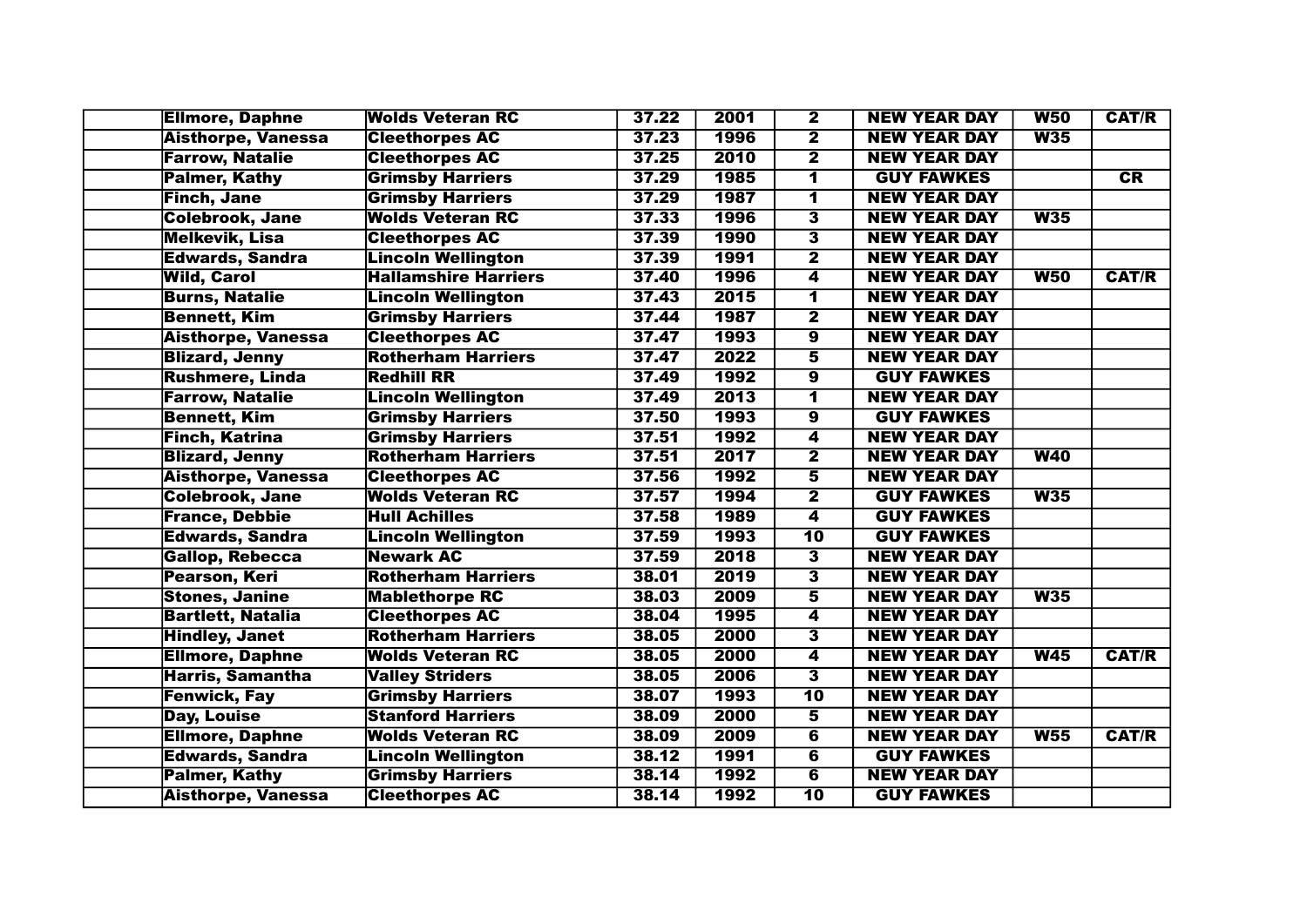| | | | | | | | |
|---|---|---|---|---|---|---|---|
| Ellmore, Daphne | Wolds Veteran RC | 37.22 | 2001 | 2 | NEW YEAR DAY | W50 | CAT/R |
| Aisthorpe, Vanessa | Cleethorpes AC | 37.23 | 1996 | 2 | NEW YEAR DAY | W35 | |
| Farrow, Natalie | Cleethorpes AC | 37.25 | 2010 | 2 | NEW YEAR DAY | | |
| Palmer, Kathy | Grimsby Harriers | 37.29 | 1985 | 1 | GUY FAWKES | | CR |
| Finch, Jane | Grimsby Harriers | 37.29 | 1987 | 1 | NEW YEAR DAY | | |
| Colebrook, Jane | Wolds Veteran RC | 37.33 | 1996 | 3 | NEW YEAR DAY | W35 | |
| Melkevik, Lisa | Cleethorpes AC | 37.39 | 1990 | 3 | NEW YEAR DAY | | |
| Edwards, Sandra | Lincoln Wellington | 37.39 | 1991 | 2 | NEW YEAR DAY | | |
| Wild, Carol | Hallamshire Harriers | 37.40 | 1996 | 4 | NEW YEAR DAY | W50 | CAT/R |
| Burns, Natalie | Lincoln Wellington | 37.43 | 2015 | 1 | NEW YEAR DAY | | |
| Bennett, Kim | Grimsby Harriers | 37.44 | 1987 | 2 | NEW YEAR DAY | | |
| Aisthorpe, Vanessa | Cleethorpes AC | 37.47 | 1993 | 9 | NEW YEAR DAY | | |
| Blizard, Jenny | Rotherham Harriers | 37.47 | 2022 | 5 | NEW YEAR DAY | | |
| Rushmere, Linda | Redhill RR | 37.49 | 1992 | 9 | GUY FAWKES | | |
| Farrow, Natalie | Lincoln Wellington | 37.49 | 2013 | 1 | NEW YEAR DAY | | |
| Bennett, Kim | Grimsby Harriers | 37.50 | 1993 | 9 | GUY FAWKES | | |
| Finch, Katrina | Grimsby Harriers | 37.51 | 1992 | 4 | NEW YEAR DAY | | |
| Blizard, Jenny | Rotherham Harriers | 37.51 | 2017 | 2 | NEW YEAR DAY | W40 | |
| Aisthorpe, Vanessa | Cleethorpes AC | 37.56 | 1992 | 5 | NEW YEAR DAY | | |
| Colebrook, Jane | Wolds Veteran RC | 37.57 | 1994 | 2 | GUY FAWKES | W35 | |
| France, Debbie | Hull Achilles | 37.58 | 1989 | 4 | GUY FAWKES | | |
| Edwards, Sandra | Lincoln Wellington | 37.59 | 1993 | 10 | GUY FAWKES | | |
| Gallop, Rebecca | Newark AC | 37.59 | 2018 | 3 | NEW YEAR DAY | | |
| Pearson, Keri | Rotherham Harriers | 38.01 | 2019 | 3 | NEW YEAR DAY | | |
| Stones, Janine | Mablethorpe RC | 38.03 | 2009 | 5 | NEW YEAR DAY | W35 | |
| Bartlett, Natalia | Cleethorpes AC | 38.04 | 1995 | 4 | NEW YEAR DAY | | |
| Hindley, Janet | Rotherham Harriers | 38.05 | 2000 | 3 | NEW YEAR DAY | | |
| Ellmore, Daphne | Wolds Veteran RC | 38.05 | 2000 | 4 | NEW YEAR DAY | W45 | CAT/R |
| Harris, Samantha | Valley Striders | 38.05 | 2006 | 3 | NEW YEAR DAY | | |
| Fenwick, Fay | Grimsby Harriers | 38.07 | 1993 | 10 | NEW YEAR DAY | | |
| Day, Louise | Stanford Harriers | 38.09 | 2000 | 5 | NEW YEAR DAY | | |
| Ellmore, Daphne | Wolds Veteran RC | 38.09 | 2009 | 6 | NEW YEAR DAY | W55 | CAT/R |
| Edwards, Sandra | Lincoln Wellington | 38.12 | 1991 | 6 | GUY FAWKES | | |
| Palmer, Kathy | Grimsby Harriers | 38.14 | 1992 | 6 | NEW YEAR DAY | | |
| Aisthorpe, Vanessa | Cleethorpes AC | 38.14 | 1992 | 10 | GUY FAWKES | | |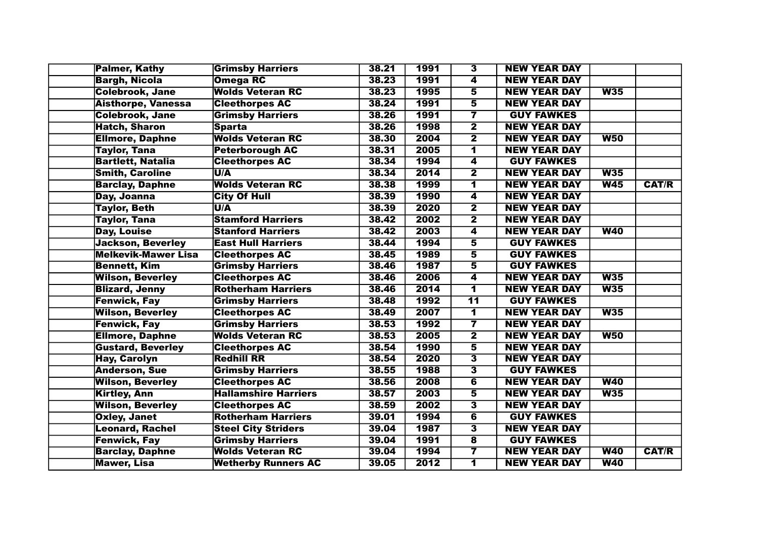| | | | | | | | | |
|---|---|---|---|---|---|---|---|---|
| | Palmer, Kathy | Grimsby Harriers | 38.21 | 1991 | 3 | NEW YEAR DAY | | |
| | Bargh, Nicola | Omega RC | 38.23 | 1991 | 4 | NEW YEAR DAY | | |
| | Colebrook, Jane | Wolds Veteran RC | 38.23 | 1995 | 5 | NEW YEAR DAY | W35 | |
| | Aisthorpe, Vanessa | Cleethorpes AC | 38.24 | 1991 | 5 | NEW YEAR DAY | | |
| | Colebrook, Jane | Grimsby Harriers | 38.26 | 1991 | 7 | GUY FAWKES | | |
| | Hatch, Sharon | Sparta | 38.26 | 1998 | 2 | NEW YEAR DAY | | |
| | Ellmore, Daphne | Wolds Veteran RC | 38.30 | 2004 | 2 | NEW YEAR DAY | W50 | |
| | Taylor, Tana | Peterborough AC | 38.31 | 2005 | 1 | NEW YEAR DAY | | |
| | Bartlett, Natalia | Cleethorpes AC | 38.34 | 1994 | 4 | GUY FAWKES | | |
| | Smith, Caroline | U/A | 38.34 | 2014 | 2 | NEW YEAR DAY | W35 | |
| | Barclay, Daphne | Wolds Veteran RC | 38.38 | 1999 | 1 | NEW YEAR DAY | W45 | CAT/R |
| | Day, Joanna | City Of Hull | 38.39 | 1990 | 4 | NEW YEAR DAY | | |
| | Taylor, Beth | U/A | 38.39 | 2020 | 2 | NEW YEAR DAY | | |
| | Taylor, Tana | Stamford Harriers | 38.42 | 2002 | 2 | NEW YEAR DAY | | |
| | Day, Louise | Stanford Harriers | 38.42 | 2003 | 4 | NEW YEAR DAY | W40 | |
| | Jackson, Beverley | East Hull Harriers | 38.44 | 1994 | 5 | GUY FAWKES | | |
| | Melkevik-Mawer Lisa | Cleethorpes AC | 38.45 | 1989 | 5 | GUY FAWKES | | |
| | Bennett, Kim | Grimsby Harriers | 38.46 | 1987 | 5 | GUY FAWKES | | |
| | Wilson, Beverley | Cleethorpes AC | 38.46 | 2006 | 4 | NEW YEAR DAY | W35 | |
| | Blizard, Jenny | Rotherham Harriers | 38.46 | 2014 | 1 | NEW YEAR DAY | W35 | |
| | Fenwick, Fay | Grimsby Harriers | 38.48 | 1992 | 11 | GUY FAWKES | | |
| | Wilson, Beverley | Cleethorpes AC | 38.49 | 2007 | 1 | NEW YEAR DAY | W35 | |
| | Fenwick, Fay | Grimsby Harriers | 38.53 | 1992 | 7 | NEW YEAR DAY | | |
| | Ellmore, Daphne | Wolds Veteran RC | 38.53 | 2005 | 2 | NEW YEAR DAY | W50 | |
| | Gustard, Beverley | Cleethorpes AC | 38.54 | 1990 | 5 | NEW YEAR DAY | | |
| | Hay, Carolyn | Redhill RR | 38.54 | 2020 | 3 | NEW YEAR DAY | | |
| | Anderson, Sue | Grimsby Harriers | 38.55 | 1988 | 3 | GUY FAWKES | | |
| | Wilson, Beverley | Cleethorpes AC | 38.56 | 2008 | 6 | NEW YEAR DAY | W40 | |
| | Kirtley, Ann | Hallamshire Harriers | 38.57 | 2003 | 5 | NEW YEAR DAY | W35 | |
| | Wilson, Beverley | Cleethorpes AC | 38.59 | 2002 | 3 | NEW YEAR DAY | | |
| | Oxley, Janet | Rotherham Harriers | 39.01 | 1994 | 6 | GUY FAWKES | | |
| | Leonard, Rachel | Steel City Striders | 39.04 | 1987 | 3 | NEW YEAR DAY | | |
| | Fenwick, Fay | Grimsby Harriers | 39.04 | 1991 | 8 | GUY FAWKES | | |
| | Barclay, Daphne | Wolds Veteran RC | 39.04 | 1994 | 7 | NEW YEAR DAY | W40 | CAT/R |
| | Mawer, Lisa | Wetherby Runners AC | 39.05 | 2012 | 1 | NEW YEAR DAY | W40 | |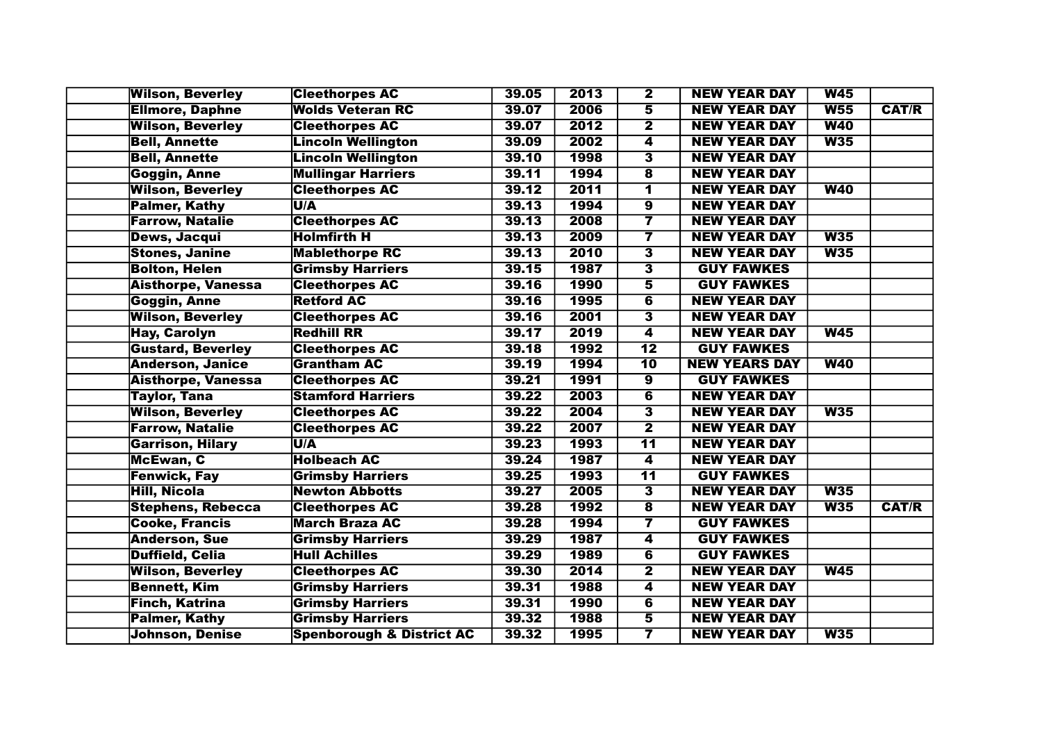| | | | | | | | | |
|---|---|---|---|---|---|---|---|---|
| | Wilson, Beverley | Cleethorpes AC | 39.05 | 2013 | 2 | NEW YEAR DAY | W45 | |
| | Ellmore, Daphne | Wolds Veteran RC | 39.07 | 2006 | 5 | NEW YEAR DAY | W55 | CAT/R |
| | Wilson, Beverley | Cleethorpes AC | 39.07 | 2012 | 2 | NEW YEAR DAY | W40 | |
| | Bell, Annette | Lincoln Wellington | 39.09 | 2002 | 4 | NEW YEAR DAY | W35 | |
| | Bell, Annette | Lincoln Wellington | 39.10 | 1998 | 3 | NEW YEAR DAY | | |
| | Goggin, Anne | Mullingar Harriers | 39.11 | 1994 | 8 | NEW YEAR DAY | | |
| | Wilson, Beverley | Cleethorpes AC | 39.12 | 2011 | 1 | NEW YEAR DAY | W40 | |
| | Palmer, Kathy | U/A | 39.13 | 1994 | 9 | NEW YEAR DAY | | |
| | Farrow, Natalie | Cleethorpes AC | 39.13 | 2008 | 7 | NEW YEAR DAY | | |
| | Dews, Jacqui | Holmfirth H | 39.13 | 2009 | 7 | NEW YEAR DAY | W35 | |
| | Stones, Janine | Mablethorpe RC | 39.13 | 2010 | 3 | NEW YEAR DAY | W35 | |
| | Bolton, Helen | Grimsby Harriers | 39.15 | 1987 | 3 | GUY FAWKES | | |
| | Aisthorpe, Vanessa | Cleethorpes AC | 39.16 | 1990 | 5 | GUY FAWKES | | |
| | Goggin, Anne | Retford AC | 39.16 | 1995 | 6 | NEW YEAR DAY | | |
| | Wilson, Beverley | Cleethorpes AC | 39.16 | 2001 | 3 | NEW YEAR DAY | | |
| | Hay, Carolyn | Redhill RR | 39.17 | 2019 | 4 | NEW YEAR DAY | W45 | |
| | Gustard, Beverley | Cleethorpes AC | 39.18 | 1992 | 12 | GUY FAWKES | | |
| | Anderson, Janice | Grantham AC | 39.19 | 1994 | 10 | NEW YEARS DAY | W40 | |
| | Aisthorpe, Vanessa | Cleethorpes AC | 39.21 | 1991 | 9 | GUY FAWKES | | |
| | Taylor, Tana | Stamford Harriers | 39.22 | 2003 | 6 | NEW YEAR DAY | | |
| | Wilson, Beverley | Cleethorpes AC | 39.22 | 2004 | 3 | NEW YEAR DAY | W35 | |
| | Farrow, Natalie | Cleethorpes AC | 39.22 | 2007 | 2 | NEW YEAR DAY | | |
| | Garrison, Hilary | U/A | 39.23 | 1993 | 11 | NEW YEAR DAY | | |
| | McEwan, C | Holbeach AC | 39.24 | 1987 | 4 | NEW YEAR DAY | | |
| | Fenwick, Fay | Grimsby Harriers | 39.25 | 1993 | 11 | GUY FAWKES | | |
| | Hill, Nicola | Newton Abbotts | 39.27 | 2005 | 3 | NEW YEAR DAY | W35 | |
| | Stephens, Rebecca | Cleethorpes AC | 39.28 | 1992 | 8 | NEW YEAR DAY | W35 | CAT/R |
| | Cooke, Francis | March Braza AC | 39.28 | 1994 | 7 | GUY FAWKES | | |
| | Anderson, Sue | Grimsby Harriers | 39.29 | 1987 | 4 | GUY FAWKES | | |
| | Duffield, Celia | Hull Achilles | 39.29 | 1989 | 6 | GUY FAWKES | | |
| | Wilson, Beverley | Cleethorpes AC | 39.30 | 2014 | 2 | NEW YEAR DAY | W45 | |
| | Bennett, Kim | Grimsby Harriers | 39.31 | 1988 | 4 | NEW YEAR DAY | | |
| | Finch, Katrina | Grimsby Harriers | 39.31 | 1990 | 6 | NEW YEAR DAY | | |
| | Palmer, Kathy | Grimsby Harriers | 39.32 | 1988 | 5 | NEW YEAR DAY | | |
| | Johnson, Denise | Spenborough & District AC | 39.32 | 1995 | 7 | NEW YEAR DAY | W35 | |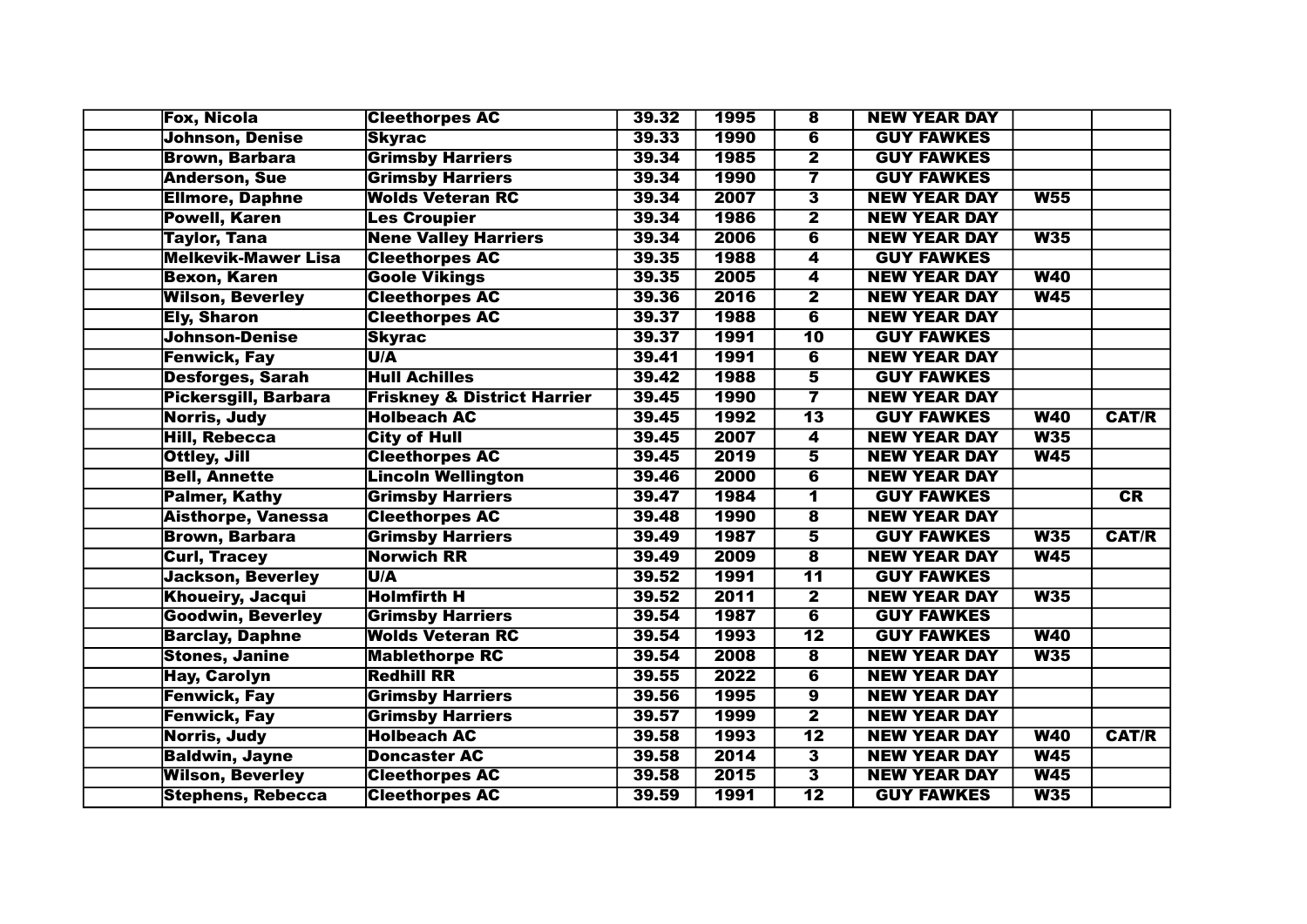| | | | | | | | | |
|---|---|---|---|---|---|---|---|---|
| | Fox, Nicola | Cleethorpes AC | 39.32 | 1995 | 8 | NEW YEAR DAY | | |
| | Johnson, Denise | Skyrac | 39.33 | 1990 | 6 | GUY FAWKES | | |
| | Brown, Barbara | Grimsby Harriers | 39.34 | 1985 | 2 | GUY FAWKES | | |
| | Anderson, Sue | Grimsby Harriers | 39.34 | 1990 | 7 | GUY FAWKES | | |
| | Ellmore, Daphne | Wolds Veteran RC | 39.34 | 2007 | 3 | NEW YEAR DAY | W55 | |
| | Powell, Karen | Les Croupier | 39.34 | 1986 | 2 | NEW YEAR DAY | | |
| | Taylor, Tana | Nene Valley Harriers | 39.34 | 2006 | 6 | NEW YEAR DAY | W35 | |
| | Melkevik-Mawer Lisa | Cleethorpes AC | 39.35 | 1988 | 4 | GUY FAWKES | | |
| | Bexon, Karen | Goole Vikings | 39.35 | 2005 | 4 | NEW YEAR DAY | W40 | |
| | Wilson, Beverley | Cleethorpes AC | 39.36 | 2016 | 2 | NEW YEAR DAY | W45 | |
| | Ely, Sharon | Cleethorpes AC | 39.37 | 1988 | 6 | NEW YEAR DAY | | |
| | Johnson-Denise | Skyrac | 39.37 | 1991 | 10 | GUY FAWKES | | |
| | Fenwick, Fay | U/A | 39.41 | 1991 | 6 | NEW YEAR DAY | | |
| | Desforges, Sarah | Hull Achilles | 39.42 | 1988 | 5 | GUY FAWKES | | |
| | Pickersgill, Barbara | Friskney & District Harrier | 39.45 | 1990 | 7 | NEW YEAR DAY | | |
| | Norris, Judy | Holbeach AC | 39.45 | 1992 | 13 | GUY FAWKES | W40 | CAT/R |
| | Hill, Rebecca | City of Hull | 39.45 | 2007 | 4 | NEW YEAR DAY | W35 | |
| | Ottley, Jill | Cleethorpes AC | 39.45 | 2019 | 5 | NEW YEAR DAY | W45 | |
| | Bell, Annette | Lincoln Wellington | 39.46 | 2000 | 6 | NEW YEAR DAY | | |
| | Palmer, Kathy | Grimsby Harriers | 39.47 | 1984 | 1 | GUY FAWKES | | CR |
| | Aisthorpe, Vanessa | Cleethorpes AC | 39.48 | 1990 | 8 | NEW YEAR DAY | | |
| | Brown, Barbara | Grimsby Harriers | 39.49 | 1987 | 5 | GUY FAWKES | W35 | CAT/R |
| | Curl, Tracey | Norwich RR | 39.49 | 2009 | 8 | NEW YEAR DAY | W45 | |
| | Jackson, Beverley | U/A | 39.52 | 1991 | 11 | GUY FAWKES | | |
| | Khoueiry, Jacqui | Holmfirth H | 39.52 | 2011 | 2 | NEW YEAR DAY | W35 | |
| | Goodwin, Beverley | Grimsby Harriers | 39.54 | 1987 | 6 | GUY FAWKES | | |
| | Barclay, Daphne | Wolds Veteran RC | 39.54 | 1993 | 12 | GUY FAWKES | W40 | |
| | Stones, Janine | Mablethorpe RC | 39.54 | 2008 | 8 | NEW YEAR DAY | W35 | |
| | Hay, Carolyn | Redhill RR | 39.55 | 2022 | 6 | NEW YEAR DAY | | |
| | Fenwick, Fay | Grimsby Harriers | 39.56 | 1995 | 9 | NEW YEAR DAY | | |
| | Fenwick, Fay | Grimsby Harriers | 39.57 | 1999 | 2 | NEW YEAR DAY | | |
| | Norris, Judy | Holbeach AC | 39.58 | 1993 | 12 | NEW YEAR DAY | W40 | CAT/R |
| | Baldwin, Jayne | Doncaster AC | 39.58 | 2014 | 3 | NEW YEAR DAY | W45 | |
| | Wilson, Beverley | Cleethorpes AC | 39.58 | 2015 | 3 | NEW YEAR DAY | W45 | |
| | Stephens, Rebecca | Cleethorpes AC | 39.59 | 1991 | 12 | GUY FAWKES | W35 | |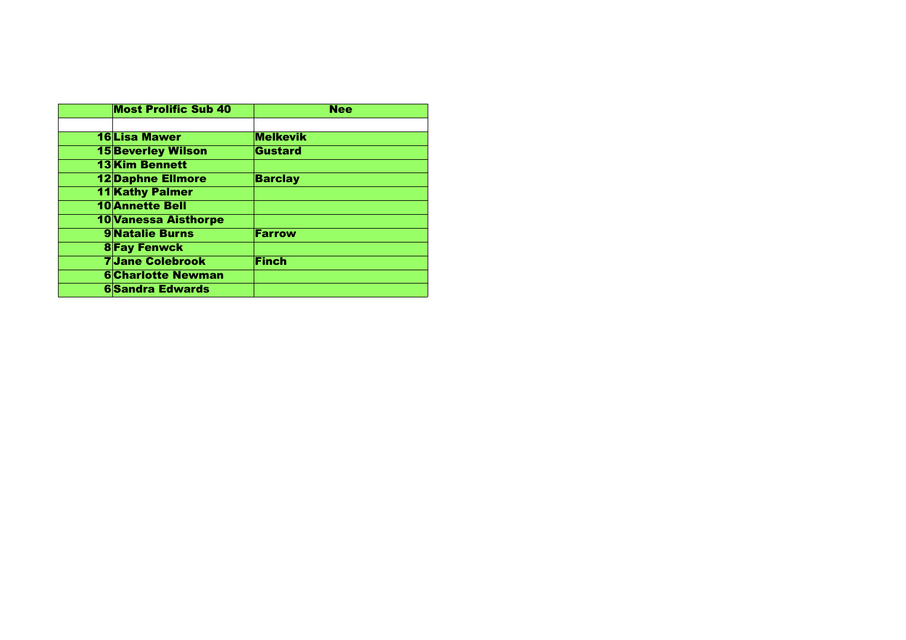| | Most Prolific Sub 40 | Nee |
|---|---|---|
| | | |
| 16 | Lisa Mawer | Melkevik |
| 15 | Beverley Wilson | Gustard |
| 13 | Kim Bennett | |
| 12 | Daphne Ellmore | Barclay |
| 11 | Kathy Palmer | |
| 10 | Annette Bell | |
| 10 | Vanessa Aisthorpe | |
| 9 | Natalie Burns | Farrow |
| 8 | Fay Fenwck | |
| 7 | Jane Colebrook | Finch |
| 6 | Charlotte Newman | |
| 6 | Sandra Edwards | |